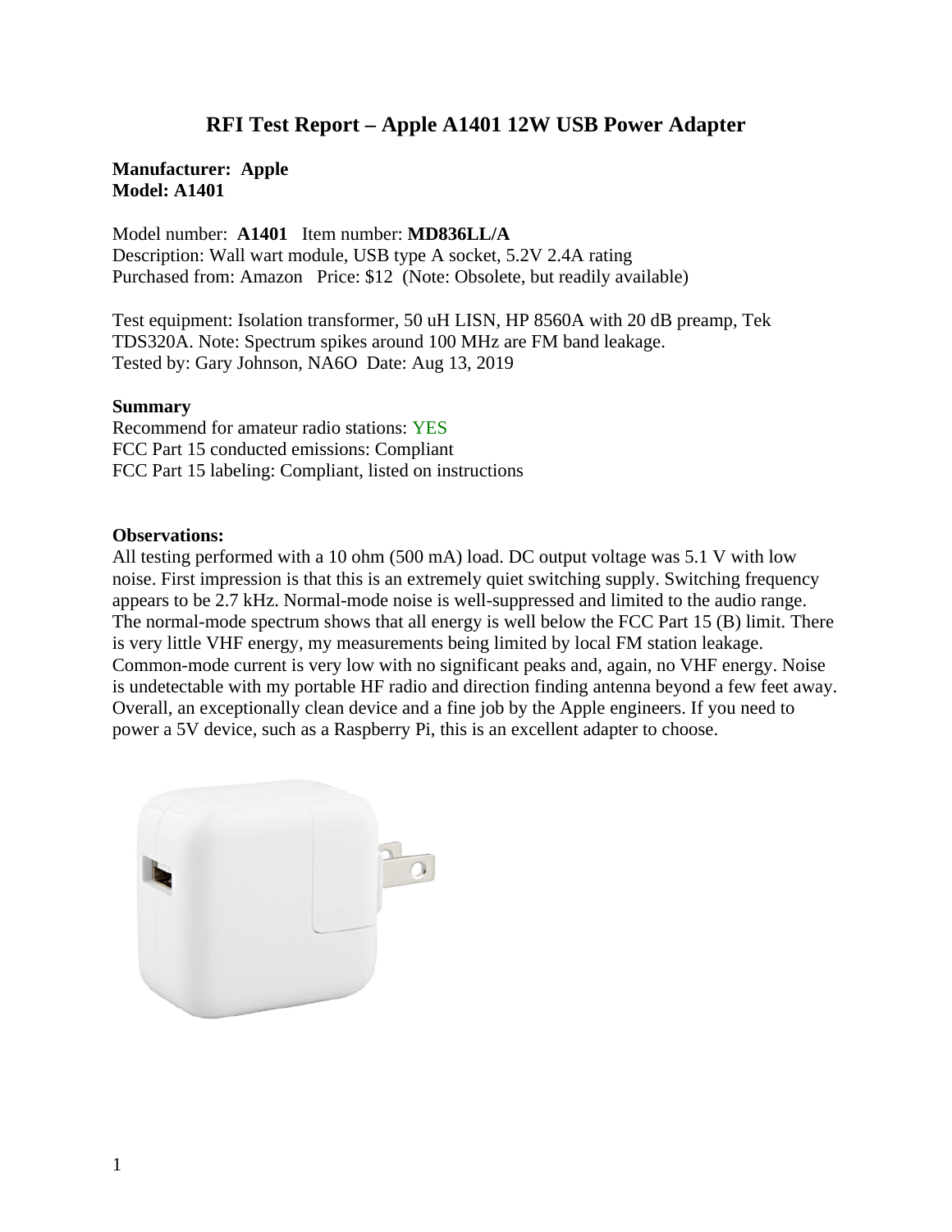# RFI Test Report – Apple A1401 12W USB Power Adapter

**Manufacturer: Apple**
**Model: A1401**

Model number: **A1401** Item number: **MD836LL/A**
Description: Wall wart module, USB type A socket, 5.2V 2.4A rating
Purchased from: Amazon Price: $12 (Note: Obsolete, but readily available)

Test equipment: Isolation transformer, 50 uH LISN, HP 8560A with 20 dB preamp, Tek TDS320A. Note: Spectrum spikes around 100 MHz are FM band leakage.
Tested by: Gary Johnson, NA6O Date: Aug 13, 2019

**Summary**
Recommend for amateur radio stations: YES
FCC Part 15 conducted emissions: Compliant
FCC Part 15 labeling: Compliant, listed on instructions

**Observations:**
All testing performed with a 10 ohm (500 mA) load. DC output voltage was 5.1 V with low noise. First impression is that this is an extremely quiet switching supply. Switching frequency appears to be 2.7 kHz. Normal-mode noise is well-suppressed and limited to the audio range. The normal-mode spectrum shows that all energy is well below the FCC Part 15 (B) limit. There is very little VHF energy, my measurements being limited by local FM station leakage. Common-mode current is very low with no significant peaks and, again, no VHF energy. Noise is undetectable with my portable HF radio and direction finding antenna beyond a few feet away. Overall, an exceptionally clean device and a fine job by the Apple engineers. If you need to power a 5V device, such as a Raspberry Pi, this is an excellent adapter to choose.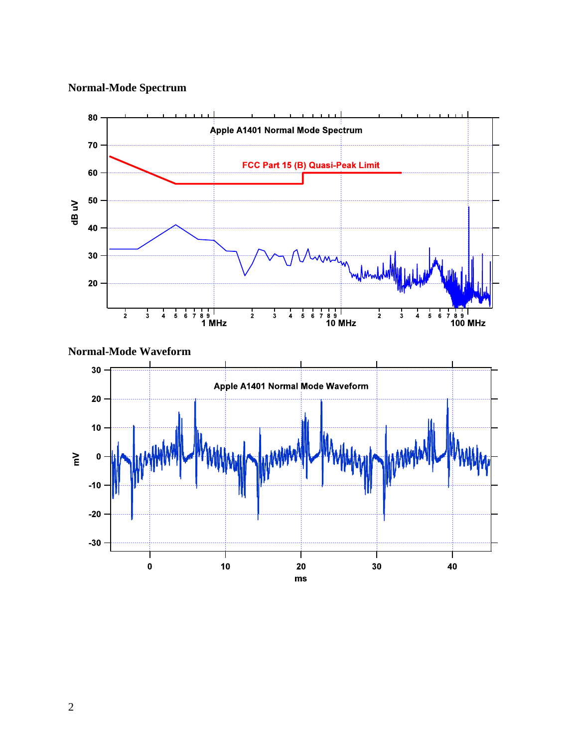## Normal-Mode Spectrum

## Normal-Mode Waveform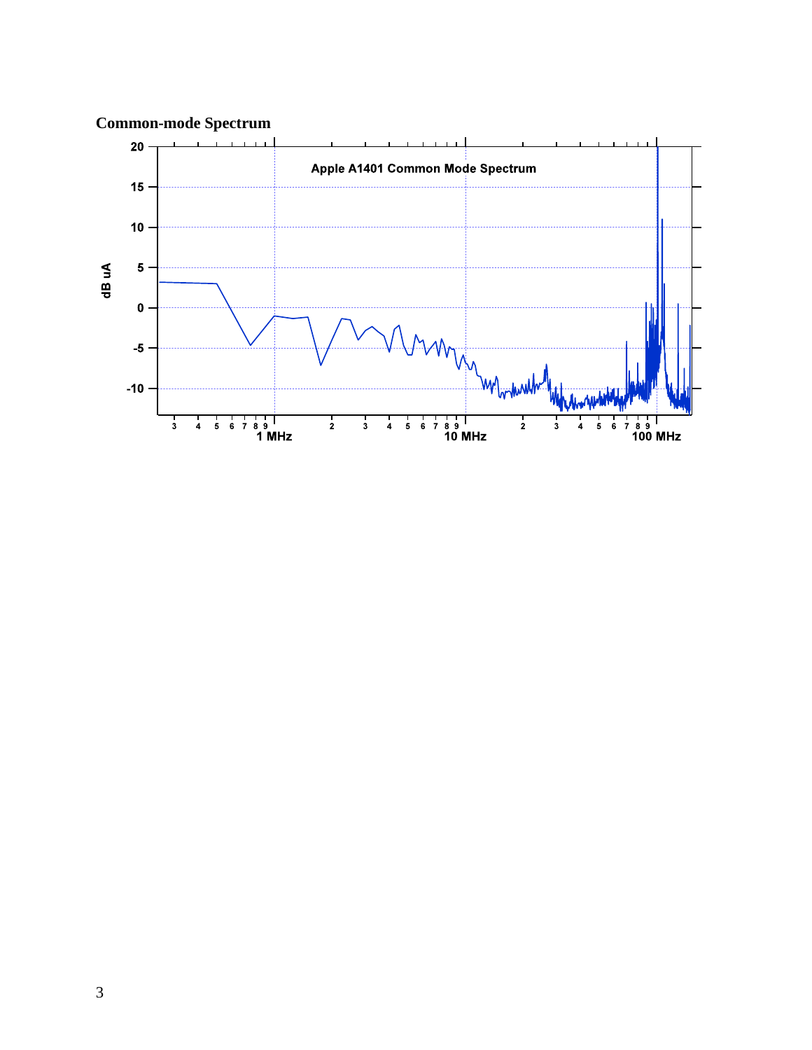**Common-mode Spectrum**

Apple A1401 Common Mode Spectrum

dB uA

20
15
10
5
0
-5
-10

3 4 5 6 7 8 9 1 MHz 2 3 4 5 6 7 8 9 10 MHz 2 3 4 5 6 7 8 9 100 MHz